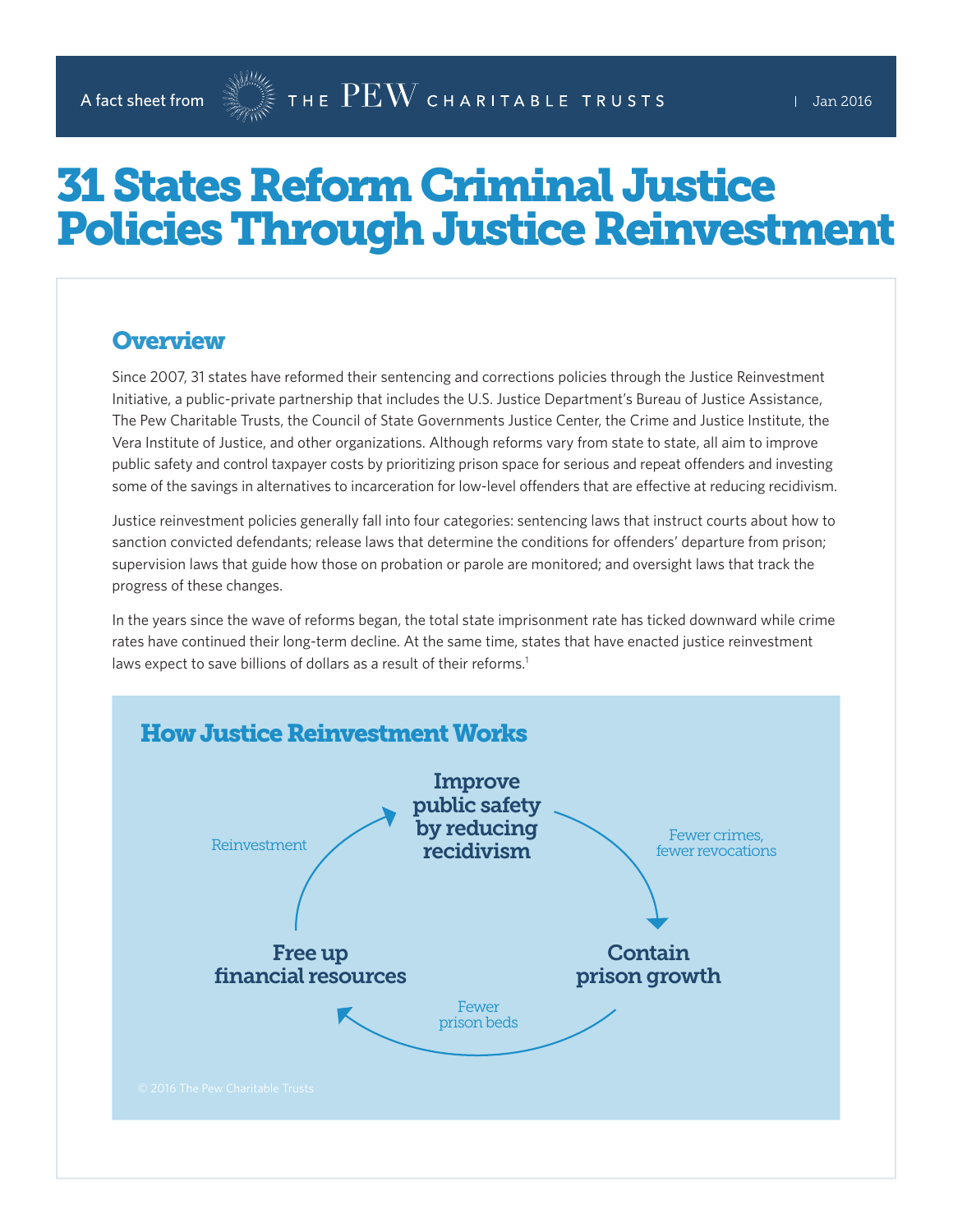A fact sheet from THE PEW CHARITABLE TRUSTS | Jan 2016

# 31 States Reform Criminal Justice Policies Through Justice Reinvestment

## Overview

Since 2007, 31 states have reformed their sentencing and corrections policies through the Justice Reinvestment Initiative, a public-private partnership that includes the U.S. Justice Department's Bureau of Justice Assistance, The Pew Charitable Trusts, the Council of State Governments Justice Center, the Crime and Justice Institute, the Vera Institute of Justice, and other organizations. Although reforms vary from state to state, all aim to improve public safety and control taxpayer costs by prioritizing prison space for serious and repeat offenders and investing some of the savings in alternatives to incarceration for low-level offenders that are effective at reducing recidivism.

Justice reinvestment policies generally fall into four categories: sentencing laws that instruct courts about how to sanction convicted defendants; release laws that determine the conditions for offenders' departure from prison; supervision laws that guide how those on probation or parole are monitored; and oversight laws that track the progress of these changes.

In the years since the wave of reforms began, the total state imprisonment rate has ticked downward while crime rates have continued their long-term decline. At the same time, states that have enacted justice reinvestment laws expect to save billions of dollars as a result of their reforms.[1]

### How Justice Reinvestment Works

Improve public safety by reducing recidivism → Fewer crimes, fewer revocations → Contain prison growth → Fewer prison beds → Free up financial resources → Reinvestment → Improve public safety by reducing recidivism

© 2016 The Pew Charitable Trusts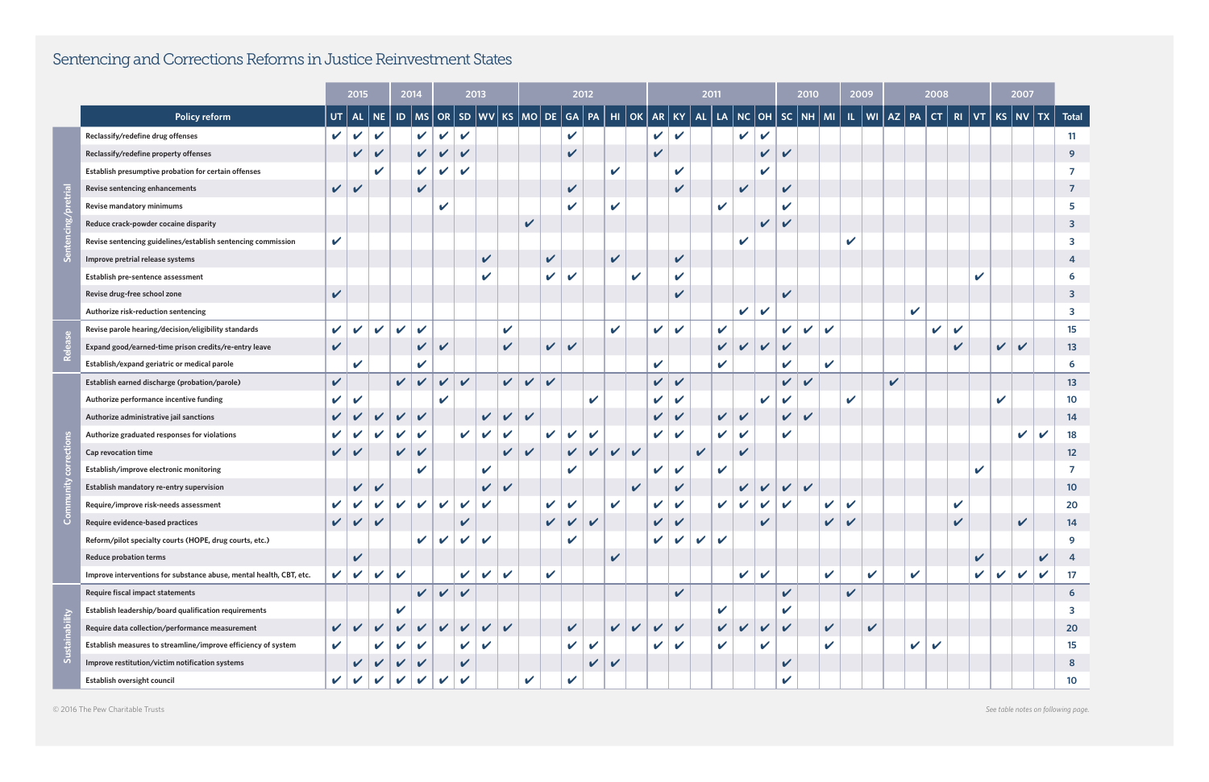## Sentencing and Corrections Reforms in Justice Reinvestment States

| | | 2015 | | | 2014 | | 2013 | | | | 2012 | | | | | | 2011 | | | | | | 2010 | | | 2009 | | 2008 | | | | | 2007 | | | |
|---|---|---|---|---|---|---|---|---|---|---|---|---|---|---|---|---|---|---|---|---|---|---|---|---|---|---|---|---|---|---|---|---|---|---|---|---|
| | **Policy reform** | **UT** | **AL** | **NE** | **ID** | **MS** | **OR** | **SD** | **WV** | **KS** | **MO** | **DE** | **GA** | **PA** | **HI** | **OK** | **AR** | **KY** | **AL** | **LA** | **NC** | **OH** | **SC** | **NH** | **MI** | **IL** | **WI** | **AZ** | **PA** | **CT** | **RI** | **VT** | **KS** | **NV** | **TX** | **Total** |
| Sentencing/pretrial | Reclassify/redefine drug offenses | ✔ | ✔ | ✔ | | ✔ | ✔ | ✔ | | | | | ✔ | | | | ✔ | ✔ | | | ✔ | ✔ | | | | | | | | | | | | | | 11 |
| | Reclassify/redefine property offenses | | ✔ | ✔ | | ✔ | ✔ | ✔ | | | | | ✔ | | | | ✔ | | | | | ✔ | ✔ | | | | | | | | | | | | | 9 |
| | Establish presumptive probation for certain offenses | | | ✔ | | ✔ | ✔ | ✔ | | | | | | | ✔ | | | ✔ | | | | ✔ | | | | | | | | | | | | | | 7 |
| | Revise sentencing enhancements | ✔ | ✔ | | | ✔ | | | | | | | ✔ | | | | | ✔ | | | ✔ | | ✔ | | | | | | | | | | | | | 7 |
| | Revise mandatory minimums | | | | | | ✔ | | | | | | ✔ | | ✔ | | | | | ✔ | | | ✔ | | | | | | | | | | | | | 5 |
| | Reduce crack-powder cocaine disparity | | | | | | | | | | ✔ | | | | | | | | | | | ✔ | ✔ | | | | | | | | | | | | | 3 |
| | Revise sentencing guidelines/establish sentencing commission | ✔ | | | | | | | | | | | | | | | | | | | ✔ | | | | | ✔ | | | | | | | | | | 3 |
| | Improve pretrial release systems | | | | | | | | ✔ | | | ✔ | | | ✔ | | | ✔ | | | | | | | | | | | | | | | | | | 4 |
| | Establish pre-sentence assessment | | | | | | | | ✔ | | | ✔ | ✔ | | | ✔ | | ✔ | | | | | | | | | | | | | | ✔ | | | | 6 |
| | Revise drug-free school zone | ✔ | | | | | | | | | | | | | | | | ✔ | | | | | ✔ | | | | | | | | | | | | | 3 |
| | Authorize risk-reduction sentencing | | | | | | | | | | | | | | | | | | | | ✔ | ✔ | | | | | | | ✔ | | | | | | | 3 |
| Release | Revise parole hearing/decision/eligibility standards | ✔ | ✔ | ✔ | ✔ | ✔ | | | | ✔ | | | | | ✔ | | ✔ | ✔ | | ✔ | | | ✔ | ✔ | ✔ | | | | | ✔ | ✔ | | | | | 15 |
| | Expand good/earned-time prison credits/re-entry leave | ✔ | | | | ✔ | ✔ | | | ✔ | | ✔ | ✔ | | | | | | | ✔ | ✔ | ✔ | ✔ | | | | | | | | ✔ | | ✔ | ✔ | | 13 |
| | Establish/expand geriatric or medical parole | | ✔ | | | ✔ | | | | | | | | | | | ✔ | | | ✔ | | | ✔ | | ✔ | | | | | | | | | | | 6 |
| Community corrections | Establish earned discharge (probation/parole) | ✔ | | | ✔ | ✔ | ✔ | ✔ | | ✔ | ✔ | ✔ | | | | | ✔ | ✔ | | | | | ✔ | ✔ | | | | ✔ | | | | | | | | 13 |
| | Authorize performance incentive funding | ✔ | ✔ | | | | ✔ | | | | | | | ✔ | | | ✔ | ✔ | | | | ✔ | ✔ | | | ✔ | | | | | | | ✔ | | | 10 |
| | Authorize administrative jail sanctions | ✔ | ✔ | ✔ | ✔ | ✔ | | | ✔ | ✔ | ✔ | | | | | | ✔ | ✔ | | ✔ | ✔ | | ✔ | ✔ | | | | | | | | | | | | 14 |
| | Authorize graduated responses for violations | ✔ | ✔ | ✔ | ✔ | ✔ | | ✔ | ✔ | ✔ | | ✔ | ✔ | ✔ | | | ✔ | ✔ | | ✔ | ✔ | | ✔ | | | | | | | | | | | ✔ | ✔ | 18 |
| | Cap revocation time | ✔ | ✔ | | ✔ | ✔ | | | | ✔ | ✔ | | ✔ | ✔ | ✔ | ✔ | | | ✔ | | ✔ | | | | | | | | | | | | | | | 12 |
| | Establish/improve electronic monitoring | | | | | ✔ | | | ✔ | | | | ✔ | | | | ✔ | ✔ | | ✔ | | | | | | | | | | | | ✔ | | | | 7 |
| | Establish mandatory re-entry supervision | | ✔ | ✔ | | | | | ✔ | ✔ | | | | | | ✔ | | ✔ | | | ✔ | ✔ | ✔ | ✔ | | | | | | | | | | | | 10 |
| | Require/improve risk-needs assessment | ✔ | ✔ | ✔ | ✔ | ✔ | ✔ | ✔ | ✔ | | | ✔ | ✔ | | ✔ | | ✔ | ✔ | | ✔ | ✔ | ✔ | ✔ | | ✔ | ✔ | | | | | ✔ | | | | | 20 |
| | Require evidence-based practices | ✔ | ✔ | ✔ | | | | ✔ | | | | ✔ | ✔ | ✔ | | | ✔ | ✔ | | | | ✔ | | | ✔ | ✔ | | | | | ✔ | | | ✔ | | 14 |
| | Reform/pilot specialty courts (HOPE, drug courts, etc.) | | | | | ✔ | ✔ | ✔ | ✔ | | | | ✔ | | | | ✔ | ✔ | ✔ | ✔ | | | | | | | | | | | | | | | | 9 |
| | Reduce probation terms | | ✔ | | | | | | | | | | | | ✔ | | | | | | | | | | | | | | | | | ✔ | | | ✔ | 4 |
| | Improve interventions for substance abuse, mental health, CBT, etc. | ✔ | ✔ | ✔ | ✔ | | | ✔ | ✔ | ✔ | | ✔ | | | | | | | | | ✔ | ✔ | | | ✔ | | ✔ | | ✔ | | | ✔ | ✔ | ✔ | ✔ | 17 |
| Sustainability | Require fiscal impact statements | | | | | ✔ | ✔ | ✔ | | | | | | | | | | ✔ | | | | | ✔ | | | ✔ | | | | | | | | | | 6 |
| | Establish leadership/board qualification requirements | | | | ✔ | | | | | | | | | | | | | | | ✔ | | | ✔ | | | | | | | | | | | | | 3 |
| | Require data collection/performance measurement | ✔ | ✔ | ✔ | ✔ | ✔ | ✔ | ✔ | ✔ | ✔ | | | ✔ | | ✔ | ✔ | ✔ | ✔ | | ✔ | ✔ | ✔ | ✔ | | ✔ | | ✔ | | | | | | | | | 20 |
| | Establish measures to streamline/improve efficiency of system | ✔ | | ✔ | ✔ | ✔ | | ✔ | ✔ | | | | ✔ | ✔ | | | ✔ | ✔ | | ✔ | | ✔ | | | ✔ | | | | ✔ | ✔ | | | | | | 15 |
| | Improve restitution/victim notification systems | | ✔ | ✔ | ✔ | ✔ | | ✔ | | | | | | ✔ | ✔ | | | | | | | | ✔ | | | | | | | | | | | | | 8 |
| | Establish oversight council | ✔ | ✔ | ✔ | ✔ | ✔ | ✔ | ✔ | | | ✔ | | ✔ | | | | | | | | | | ✔ | | | | | | | | | | | | | 10 |

© 2016 The Pew Charitable Trusts

*See table notes on following page.*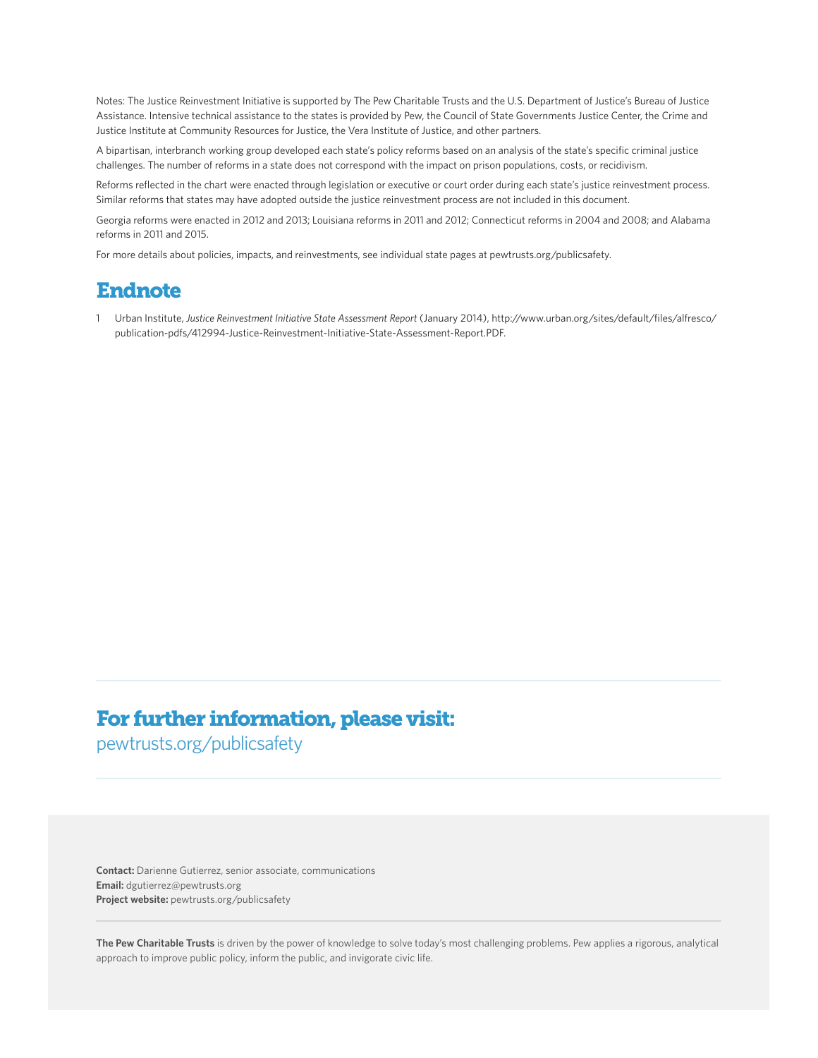Notes: The Justice Reinvestment Initiative is supported by The Pew Charitable Trusts and the U.S. Department of Justice's Bureau of Justice Assistance. Intensive technical assistance to the states is provided by Pew, the Council of State Governments Justice Center, the Crime and Justice Institute at Community Resources for Justice, the Vera Institute of Justice, and other partners.

A bipartisan, interbranch working group developed each state's policy reforms based on an analysis of the state's specific criminal justice challenges. The number of reforms in a state does not correspond with the impact on prison populations, costs, or recidivism.

Reforms reflected in the chart were enacted through legislation or executive or court order during each state's justice reinvestment process. Similar reforms that states may have adopted outside the justice reinvestment process are not included in this document.

Georgia reforms were enacted in 2012 and 2013; Louisiana reforms in 2011 and 2012; Connecticut reforms in 2004 and 2008; and Alabama reforms in 2011 and 2015.

For more details about policies, impacts, and reinvestments, see individual state pages at pewtrusts.org/publicsafety.

## Endnote

1 Urban Institute, *Justice Reinvestment Initiative State Assessment Report* (January 2014), http://www.urban.org/sites/default/files/alfresco/publication-pdfs/412994-Justice-Reinvestment-Initiative-State-Assessment-Report.PDF.

## For further information, please visit:

pewtrusts.org/publicsafety

**Contact:** Darienne Gutierrez, senior associate, communications
**Email:** dgutierrez@pewtrusts.org
**Project website:** pewtrusts.org/publicsafety

**The Pew Charitable Trusts** is driven by the power of knowledge to solve today's most challenging problems. Pew applies a rigorous, analytical approach to improve public policy, inform the public, and invigorate civic life.